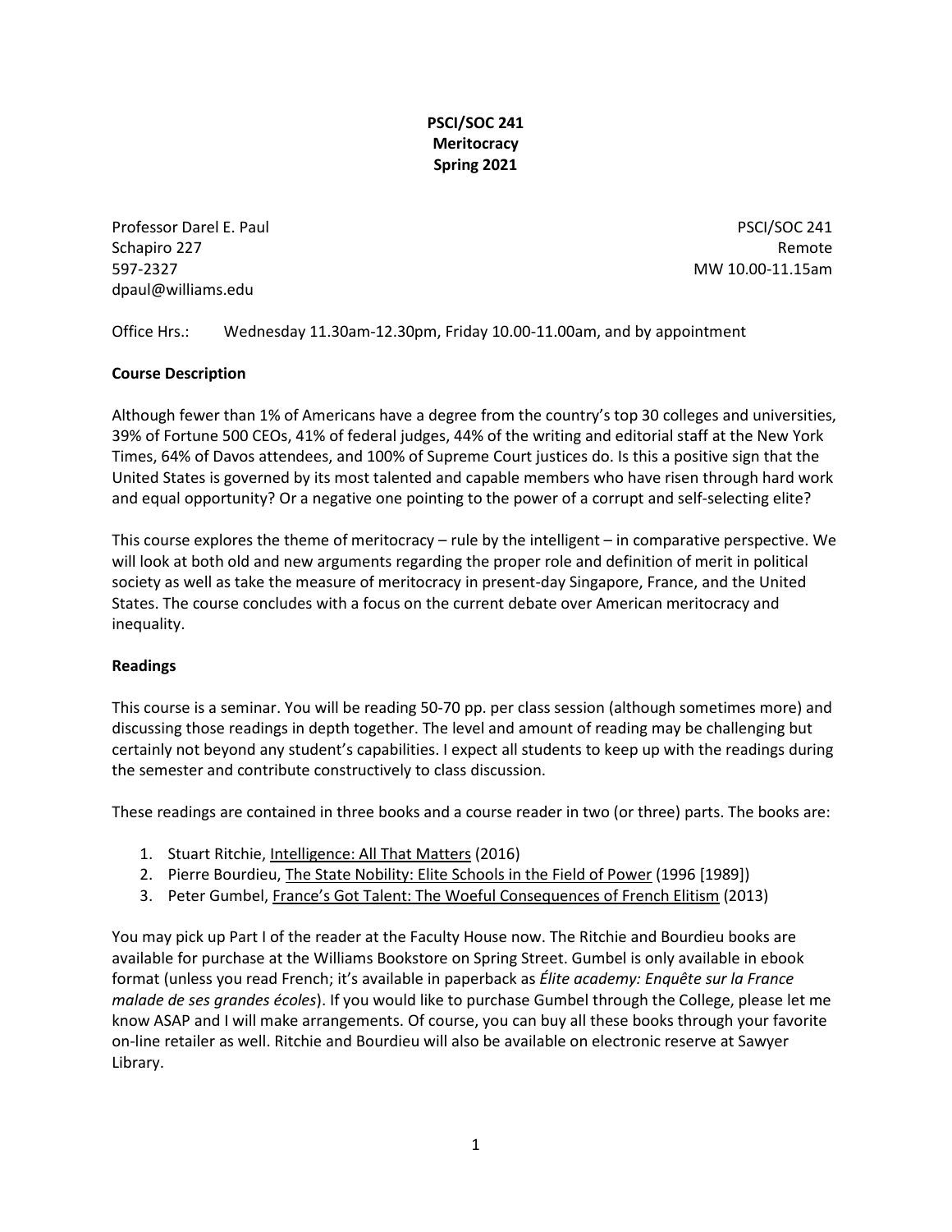**PSCI/SOC 241**
**Meritocracy**
**Spring 2021**

Professor Darel E. Paul
Schapiro 227
597-2327
dpaul@williams.edu

PSCI/SOC 241
Remote
MW 10.00-11.15am

Office Hrs.: Wednesday 11.30am-12.30pm, Friday 10.00-11.00am, and by appointment

**Course Description**

Although fewer than 1% of Americans have a degree from the country's top 30 colleges and universities, 39% of Fortune 500 CEOs, 41% of federal judges, 44% of the writing and editorial staff at the New York Times, 64% of Davos attendees, and 100% of Supreme Court justices do. Is this a positive sign that the United States is governed by its most talented and capable members who have risen through hard work and equal opportunity? Or a negative one pointing to the power of a corrupt and self-selecting elite?

This course explores the theme of meritocracy – rule by the intelligent – in comparative perspective. We will look at both old and new arguments regarding the proper role and definition of merit in political society as well as take the measure of meritocracy in present-day Singapore, France, and the United States. The course concludes with a focus on the current debate over American meritocracy and inequality.

**Readings**

This course is a seminar. You will be reading 50-70 pp. per class session (although sometimes more) and discussing those readings in depth together. The level and amount of reading may be challenging but certainly not beyond any student's capabilities. I expect all students to keep up with the readings during the semester and contribute constructively to class discussion.

These readings are contained in three books and a course reader in two (or three) parts. The books are:

1. Stuart Ritchie, Intelligence: All That Matters (2016)
2. Pierre Bourdieu, The State Nobility: Elite Schools in the Field of Power (1996 [1989])
3. Peter Gumbel, France's Got Talent: The Woeful Consequences of French Elitism (2013)

You may pick up Part I of the reader at the Faculty House now. The Ritchie and Bourdieu books are available for purchase at the Williams Bookstore on Spring Street. Gumbel is only available in ebook format (unless you read French; it's available in paperback as *Élite academy: Enquête sur la France malade de ses grandes écoles*). If you would like to purchase Gumbel through the College, please let me know ASAP and I will make arrangements. Of course, you can buy all these books through your favorite on-line retailer as well. Ritchie and Bourdieu will also be available on electronic reserve at Sawyer Library.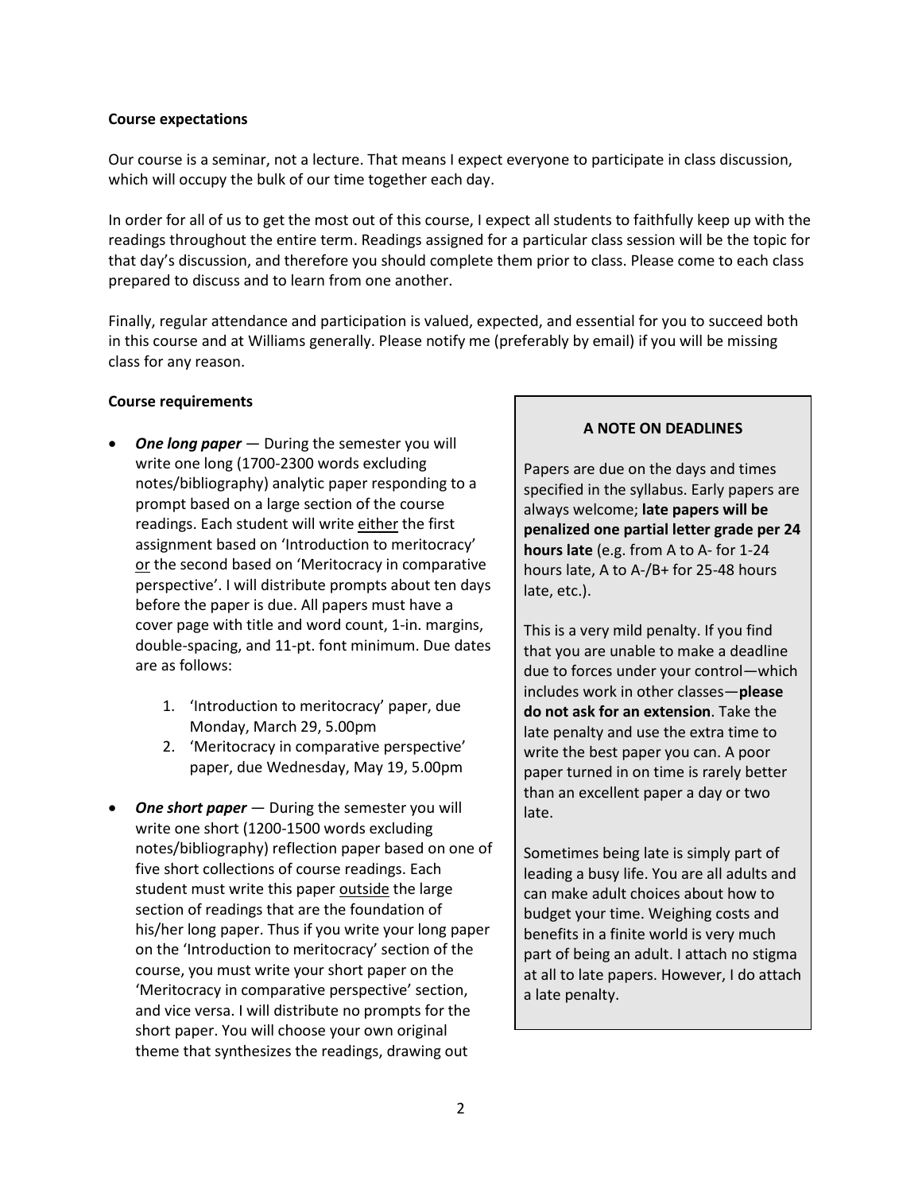**Course expectations**

Our course is a seminar, not a lecture. That means I expect everyone to participate in class discussion, which will occupy the bulk of our time together each day.

In order for all of us to get the most out of this course, I expect all students to faithfully keep up with the readings throughout the entire term. Readings assigned for a particular class session will be the topic for that day's discussion, and therefore you should complete them prior to class. Please come to each class prepared to discuss and to learn from one another.

Finally, regular attendance and participation is valued, expected, and essential for you to succeed both in this course and at Williams generally. Please notify me (preferably by email) if you will be missing class for any reason.

**Course requirements**

- ***One long paper*** — During the semester you will write one long (1700-2300 words excluding notes/bibliography) analytic paper responding to a prompt based on a large section of the course readings. Each student will write <u>either</u> the first assignment based on 'Introduction to meritocracy' <u>or</u> the second based on 'Meritocracy in comparative perspective'. I will distribute prompts about ten days before the paper is due. All papers must have a cover page with title and word count, 1-in. margins, double-spacing, and 11-pt. font minimum. Due dates are as follows:

    1. 'Introduction to meritocracy' paper, due Monday, March 29, 5.00pm
    2. 'Meritocracy in comparative perspective' paper, due Wednesday, May 19, 5.00pm

- ***One short paper*** — During the semester you will write one short (1200-1500 words excluding notes/bibliography) reflection paper based on one of five short collections of course readings. Each student must write this paper <u>outside</u> the large section of readings that are the foundation of his/her long paper. Thus if you write your long paper on the 'Introduction to meritocracy' section of the course, you must write your short paper on the 'Meritocracy in comparative perspective' section, and vice versa. I will distribute no prompts for the short paper. You will choose your own original theme that synthesizes the readings, drawing out

**A NOTE ON DEADLINES**

Papers are due on the days and times specified in the syllabus. Early papers are always welcome; **late papers will be penalized one partial letter grade per 24 hours late** (e.g. from A to A- for 1-24 hours late, A to A-/B+ for 25-48 hours late, etc.).

This is a very mild penalty. If you find that you are unable to make a deadline due to forces under your control—which includes work in other classes—**please do not ask for an extension**. Take the late penalty and use the extra time to write the best paper you can. A poor paper turned in on time is rarely better than an excellent paper a day or two late.

Sometimes being late is simply part of leading a busy life. You are all adults and can make adult choices about how to budget your time. Weighing costs and benefits in a finite world is very much part of being an adult. I attach no stigma at all to late papers. However, I do attach a late penalty.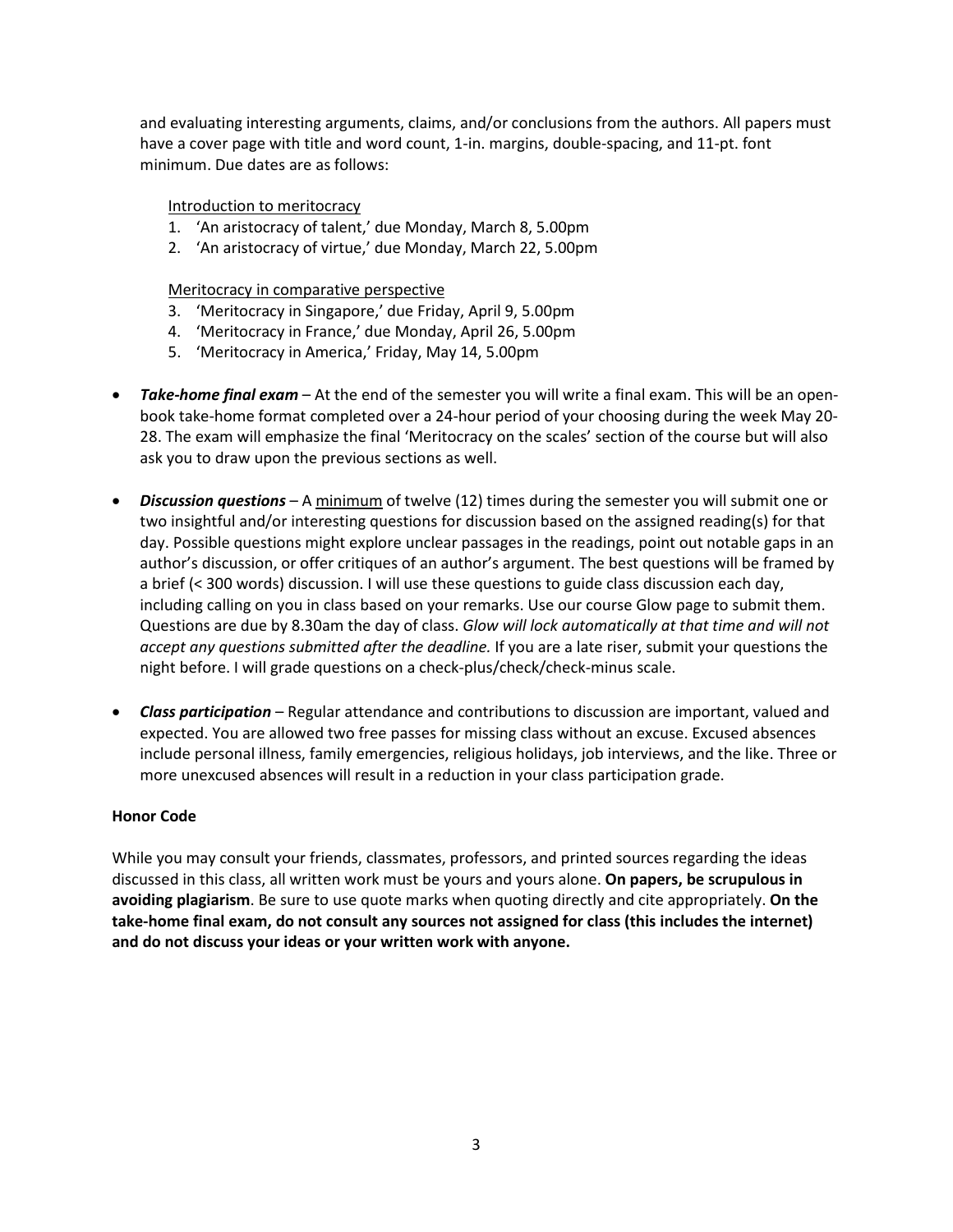and evaluating interesting arguments, claims, and/or conclusions from the authors. All papers must have a cover page with title and word count, 1-in. margins, double-spacing, and 11-pt. font minimum. Due dates are as follows:

<u>Introduction to meritocracy</u>

1. 'An aristocracy of talent,' due Monday, March 8, 5.00pm
2. 'An aristocracy of virtue,' due Monday, March 22, 5.00pm

<u>Meritocracy in comparative perspective</u>

3. 'Meritocracy in Singapore,' due Friday, April 9, 5.00pm
4. 'Meritocracy in France,' due Monday, April 26, 5.00pm
5. 'Meritocracy in America,' Friday, May 14, 5.00pm

- ***Take-home final exam*** – At the end of the semester you will write a final exam. This will be an open-book take-home format completed over a 24-hour period of your choosing during the week May 20-28. The exam will emphasize the final 'Meritocracy on the scales' section of the course but will also ask you to draw upon the previous sections as well.

- ***Discussion questions*** – A <u>minimum</u> of twelve (12) times during the semester you will submit one or two insightful and/or interesting questions for discussion based on the assigned reading(s) for that day. Possible questions might explore unclear passages in the readings, point out notable gaps in an author's discussion, or offer critiques of an author's argument. The best questions will be framed by a brief (< 300 words) discussion. I will use these questions to guide class discussion each day, including calling on you in class based on your remarks. Use our course Glow page to submit them. Questions are due by 8.30am the day of class. *Glow will lock automatically at that time and will not accept any questions submitted after the deadline.* If you are a late riser, submit your questions the night before. I will grade questions on a check-plus/check/check-minus scale.

- ***Class participation*** – Regular attendance and contributions to discussion are important, valued and expected. You are allowed two free passes for missing class without an excuse. Excused absences include personal illness, family emergencies, religious holidays, job interviews, and the like. Three or more unexcused absences will result in a reduction in your class participation grade.

**Honor Code**

While you may consult your friends, classmates, professors, and printed sources regarding the ideas discussed in this class, all written work must be yours and yours alone. **On papers, be scrupulous in avoiding plagiarism**. Be sure to use quote marks when quoting directly and cite appropriately. **On the take-home final exam, do not consult any sources not assigned for class (this includes the internet) and do not discuss your ideas or your written work with anyone.**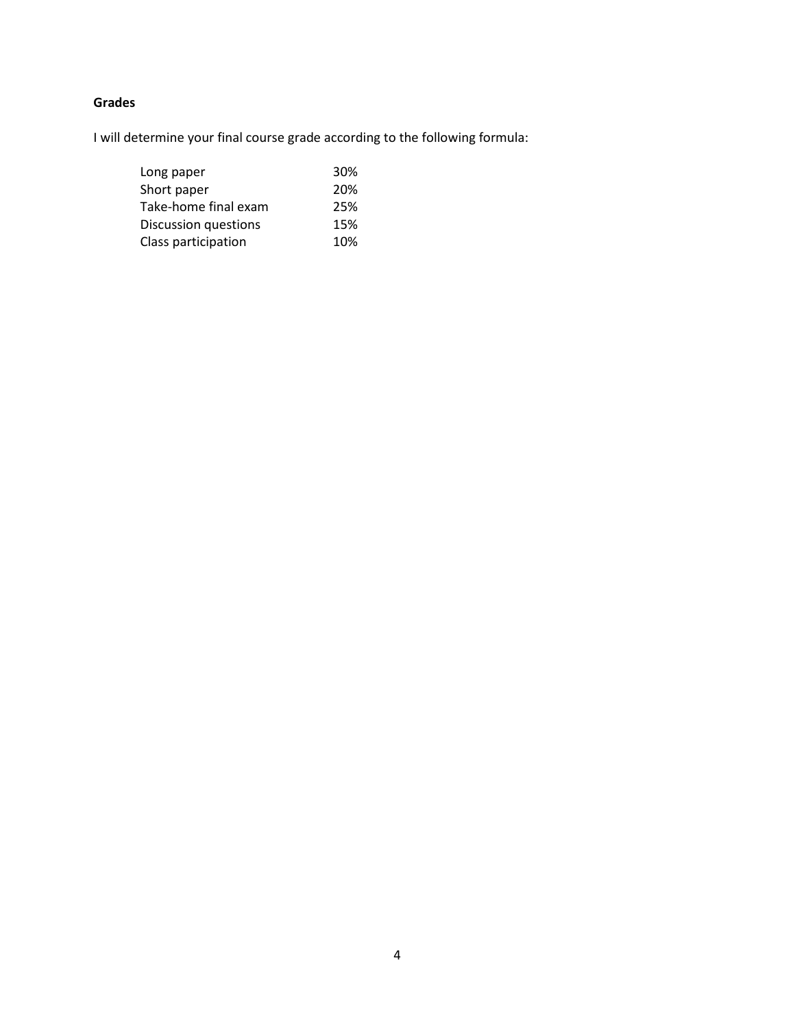**Grades**

I will determine your final course grade according to the following formula:

| | |
|---|---|
| Long paper | 30% |
| Short paper | 20% |
| Take-home final exam | 25% |
| Discussion questions | 15% |
| Class participation | 10% |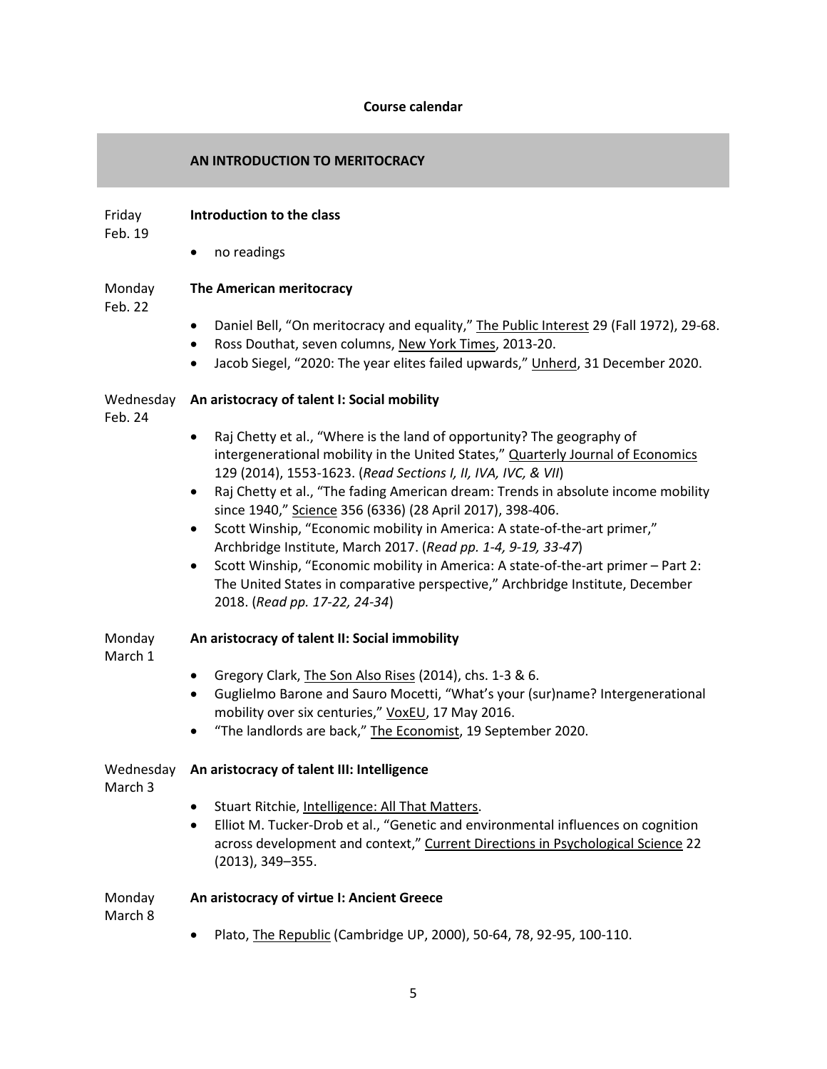**Course calendar**

## AN INTRODUCTION TO MERITOCRACY

**Friday Feb. 19 — Introduction to the class**

- no readings

**Monday Feb. 22 — The American meritocracy**

- Daniel Bell, "On meritocracy and equality," The Public Interest 29 (Fall 1972), 29-68.
- Ross Douthat, seven columns, New York Times, 2013-20.
- Jacob Siegel, "2020: The year elites failed upwards," Unherd, 31 December 2020.

**Wednesday Feb. 24 — An aristocracy of talent I: Social mobility**

- Raj Chetty et al., "Where is the land of opportunity? The geography of intergenerational mobility in the United States," Quarterly Journal of Economics 129 (2014), 1553-1623. (*Read Sections I, II, IVA, IVC, & VII*)
- Raj Chetty et al., "The fading American dream: Trends in absolute income mobility since 1940," Science 356 (6336) (28 April 2017), 398-406.
- Scott Winship, "Economic mobility in America: A state-of-the-art primer," Archbridge Institute, March 2017. (*Read pp. 1-4, 9-19, 33-47*)
- Scott Winship, "Economic mobility in America: A state-of-the-art primer – Part 2: The United States in comparative perspective," Archbridge Institute, December 2018. (*Read pp. 17-22, 24-34*)

**Monday March 1 — An aristocracy of talent II: Social immobility**

- Gregory Clark, The Son Also Rises (2014), chs. 1-3 & 6.
- Guglielmo Barone and Sauro Mocetti, "What's your (sur)name? Intergenerational mobility over six centuries," VoxEU, 17 May 2016.
- "The landlords are back," The Economist, 19 September 2020.

**Wednesday March 3 — An aristocracy of talent III: Intelligence**

- Stuart Ritchie, Intelligence: All That Matters.
- Elliot M. Tucker-Drob et al., "Genetic and environmental influences on cognition across development and context," Current Directions in Psychological Science 22 (2013), 349–355.

**Monday March 8 — An aristocracy of virtue I: Ancient Greece**

- Plato, The Republic (Cambridge UP, 2000), 50-64, 78, 92-95, 100-110.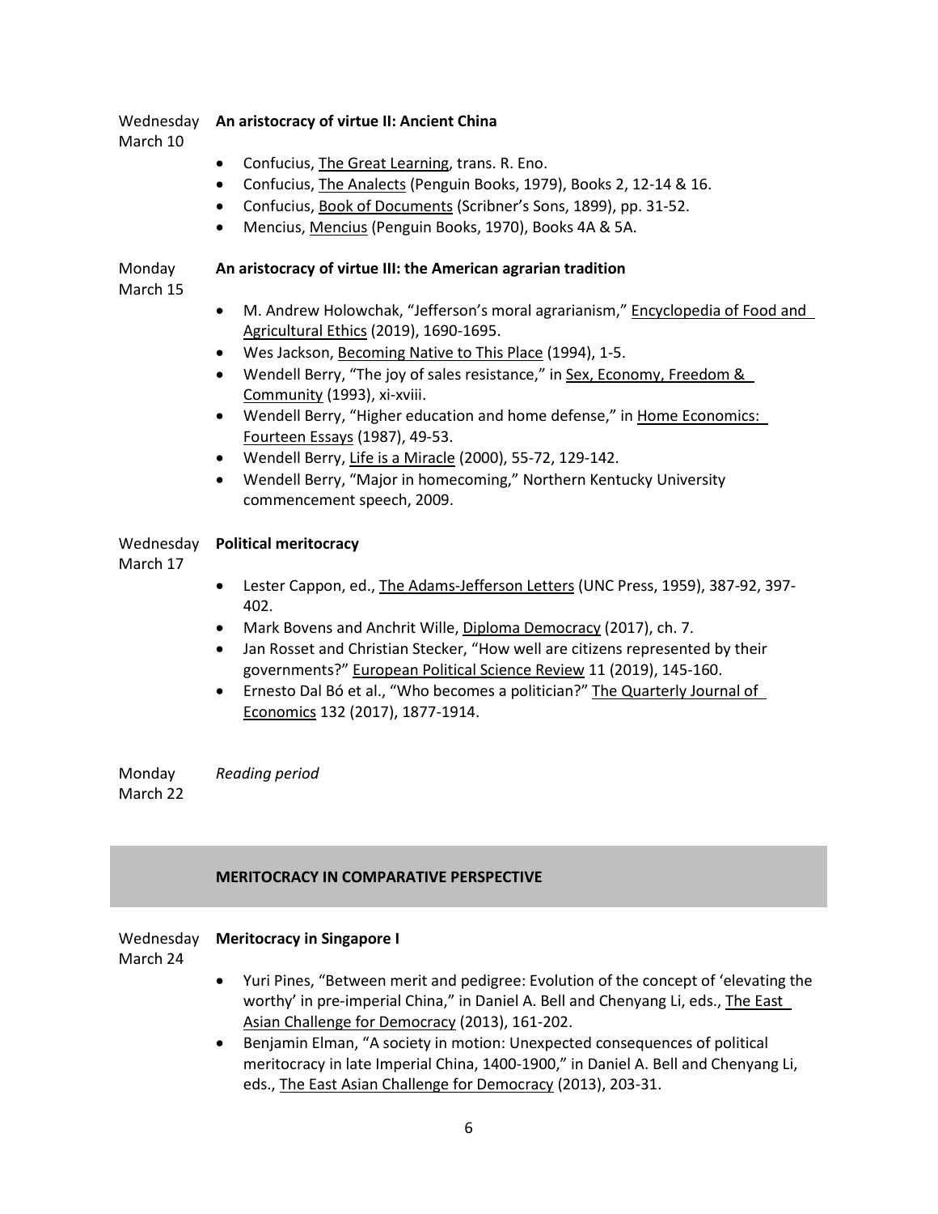Wednesday March 10 **An aristocracy of virtue II: Ancient China**

- Confucius, The Great Learning, trans. R. Eno.
- Confucius, The Analects (Penguin Books, 1979), Books 2, 12-14 & 16.
- Confucius, Book of Documents (Scribner's Sons, 1899), pp. 31-52.
- Mencius, Mencius (Penguin Books, 1970), Books 4A & 5A.

Monday March 15 **An aristocracy of virtue III: the American agrarian tradition**

- M. Andrew Holowchak, "Jefferson's moral agrarianism," Encyclopedia of Food and Agricultural Ethics (2019), 1690-1695.
- Wes Jackson, Becoming Native to This Place (1994), 1-5.
- Wendell Berry, "The joy of sales resistance," in Sex, Economy, Freedom & Community (1993), xi-xviii.
- Wendell Berry, "Higher education and home defense," in Home Economics: Fourteen Essays (1987), 49-53.
- Wendell Berry, Life is a Miracle (2000), 55-72, 129-142.
- Wendell Berry, "Major in homecoming," Northern Kentucky University commencement speech, 2009.

Wednesday March 17 **Political meritocracy**

- Lester Cappon, ed., The Adams-Jefferson Letters (UNC Press, 1959), 387-92, 397-402.
- Mark Bovens and Anchrit Wille, Diploma Democracy (2017), ch. 7.
- Jan Rosset and Christian Stecker, "How well are citizens represented by their governments?" European Political Science Review 11 (2019), 145-160.
- Ernesto Dal Bó et al., "Who becomes a politician?" The Quarterly Journal of Economics 132 (2017), 1877-1914.

Monday March 22 *Reading period*

## MERITOCRACY IN COMPARATIVE PERSPECTIVE

Wednesday March 24 **Meritocracy in Singapore I**

- Yuri Pines, "Between merit and pedigree: Evolution of the concept of 'elevating the worthy' in pre-imperial China," in Daniel A. Bell and Chenyang Li, eds., The East Asian Challenge for Democracy (2013), 161-202.
- Benjamin Elman, "A society in motion: Unexpected consequences of political meritocracy in late Imperial China, 1400-1900," in Daniel A. Bell and Chenyang Li, eds., The East Asian Challenge for Democracy (2013), 203-31.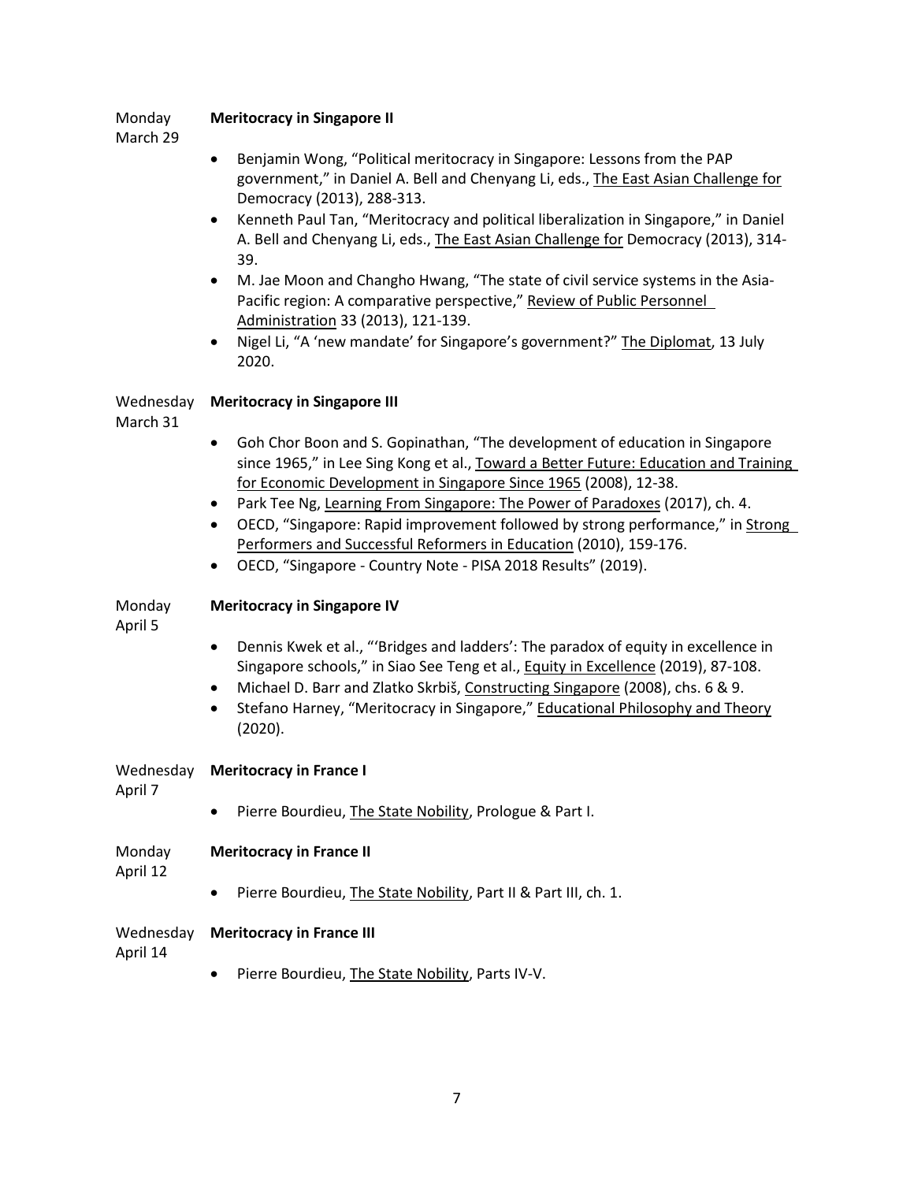Monday March 29 — **Meritocracy in Singapore II**

- Benjamin Wong, "Political meritocracy in Singapore: Lessons from the PAP government," in Daniel A. Bell and Chenyang Li, eds., The East Asian Challenge for Democracy (2013), 288-313.
- Kenneth Paul Tan, "Meritocracy and political liberalization in Singapore," in Daniel A. Bell and Chenyang Li, eds., The East Asian Challenge for Democracy (2013), 314-39.
- M. Jae Moon and Changho Hwang, "The state of civil service systems in the Asia-Pacific region: A comparative perspective," Review of Public Personnel Administration 33 (2013), 121-139.
- Nigel Li, "A 'new mandate' for Singapore's government?" The Diplomat, 13 July 2020.

Wednesday March 31 — **Meritocracy in Singapore III**

- Goh Chor Boon and S. Gopinathan, "The development of education in Singapore since 1965," in Lee Sing Kong et al., Toward a Better Future: Education and Training for Economic Development in Singapore Since 1965 (2008), 12-38.
- Park Tee Ng, Learning From Singapore: The Power of Paradoxes (2017), ch. 4.
- OECD, "Singapore: Rapid improvement followed by strong performance," in Strong Performers and Successful Reformers in Education (2010), 159-176.
- OECD, "Singapore - Country Note - PISA 2018 Results" (2019).

Monday April 5 — **Meritocracy in Singapore IV**

- Dennis Kwek et al., "'Bridges and ladders': The paradox of equity in excellence in Singapore schools," in Siao See Teng et al., Equity in Excellence (2019), 87-108.
- Michael D. Barr and Zlatko Skrbiš, Constructing Singapore (2008), chs. 6 & 9.
- Stefano Harney, "Meritocracy in Singapore," Educational Philosophy and Theory (2020).

Wednesday April 7 — **Meritocracy in France I**

- Pierre Bourdieu, The State Nobility, Prologue & Part I.

Monday April 12 — **Meritocracy in France II**

- Pierre Bourdieu, The State Nobility, Part II & Part III, ch. 1.

Wednesday April 14 — **Meritocracy in France III**

- Pierre Bourdieu, The State Nobility, Parts IV-V.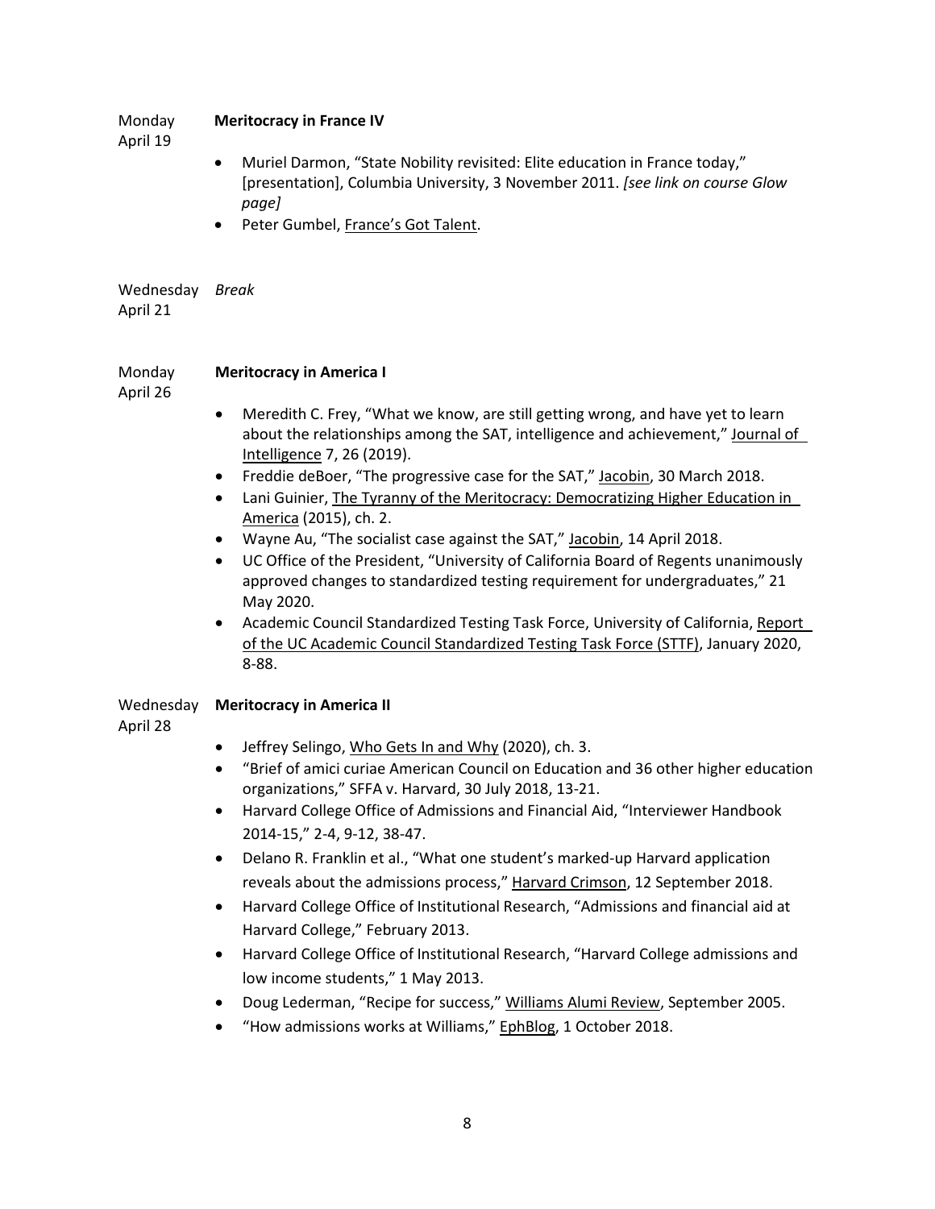Monday April 19 — **Meritocracy in France IV**

- Muriel Darmon, "State Nobility revisited: Elite education in France today," [presentation], Columbia University, 3 November 2011. *[see link on course Glow page]*
- Peter Gumbel, France's Got Talent.

Wednesday April 21 — *Break*

Monday April 26 — **Meritocracy in America I**

- Meredith C. Frey, "What we know, are still getting wrong, and have yet to learn about the relationships among the SAT, intelligence and achievement," Journal of Intelligence 7, 26 (2019).
- Freddie deBoer, "The progressive case for the SAT," Jacobin, 30 March 2018.
- Lani Guinier, The Tyranny of the Meritocracy: Democratizing Higher Education in America (2015), ch. 2.
- Wayne Au, "The socialist case against the SAT," Jacobin, 14 April 2018.
- UC Office of the President, "University of California Board of Regents unanimously approved changes to standardized testing requirement for undergraduates," 21 May 2020.
- Academic Council Standardized Testing Task Force, University of California, Report of the UC Academic Council Standardized Testing Task Force (STTF), January 2020, 8-88.

Wednesday April 28 — **Meritocracy in America II**

- Jeffrey Selingo, Who Gets In and Why (2020), ch. 3.
- "Brief of amici curiae American Council on Education and 36 other higher education organizations," SFFA v. Harvard, 30 July 2018, 13-21.
- Harvard College Office of Admissions and Financial Aid, "Interviewer Handbook 2014-15," 2-4, 9-12, 38-47.
- Delano R. Franklin et al., "What one student's marked-up Harvard application reveals about the admissions process," Harvard Crimson, 12 September 2018.
- Harvard College Office of Institutional Research, "Admissions and financial aid at Harvard College," February 2013.
- Harvard College Office of Institutional Research, "Harvard College admissions and low income students," 1 May 2013.
- Doug Lederman, "Recipe for success," Williams Alumi Review, September 2005.
- "How admissions works at Williams," EphBlog, 1 October 2018.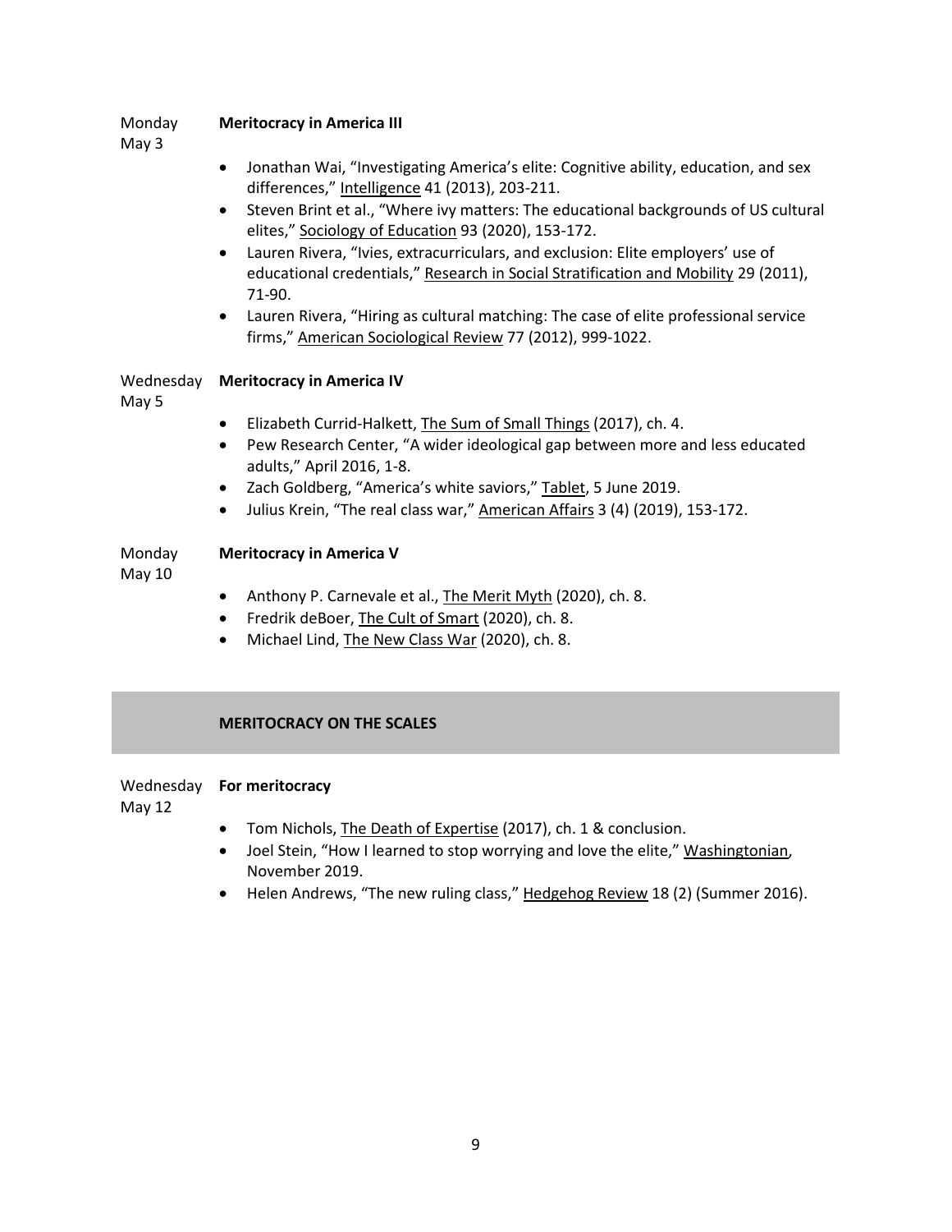Monday May 3 — **Meritocracy in America III**

- Jonathan Wai, "Investigating America's elite: Cognitive ability, education, and sex differences," Intelligence 41 (2013), 203-211.
- Steven Brint et al., "Where ivy matters: The educational backgrounds of US cultural elites," Sociology of Education 93 (2020), 153-172.
- Lauren Rivera, "Ivies, extracurriculars, and exclusion: Elite employers' use of educational credentials," Research in Social Stratification and Mobility 29 (2011), 71-90.
- Lauren Rivera, "Hiring as cultural matching: The case of elite professional service firms," American Sociological Review 77 (2012), 999-1022.

Wednesday May 5 — **Meritocracy in America IV**

- Elizabeth Currid-Halkett, The Sum of Small Things (2017), ch. 4.
- Pew Research Center, "A wider ideological gap between more and less educated adults," April 2016, 1-8.
- Zach Goldberg, "America's white saviors," Tablet, 5 June 2019.
- Julius Krein, "The real class war," American Affairs 3 (4) (2019), 153-172.

Monday May 10 — **Meritocracy in America V**

- Anthony P. Carnevale et al., The Merit Myth (2020), ch. 8.
- Fredrik deBoer, The Cult of Smart (2020), ch. 8.
- Michael Lind, The New Class War (2020), ch. 8.

## MERITOCRACY ON THE SCALES

Wednesday May 12 — **For meritocracy**

- Tom Nichols, The Death of Expertise (2017), ch. 1 & conclusion.
- Joel Stein, "How I learned to stop worrying and love the elite," Washingtonian, November 2019.
- Helen Andrews, "The new ruling class," Hedgehog Review 18 (2) (Summer 2016).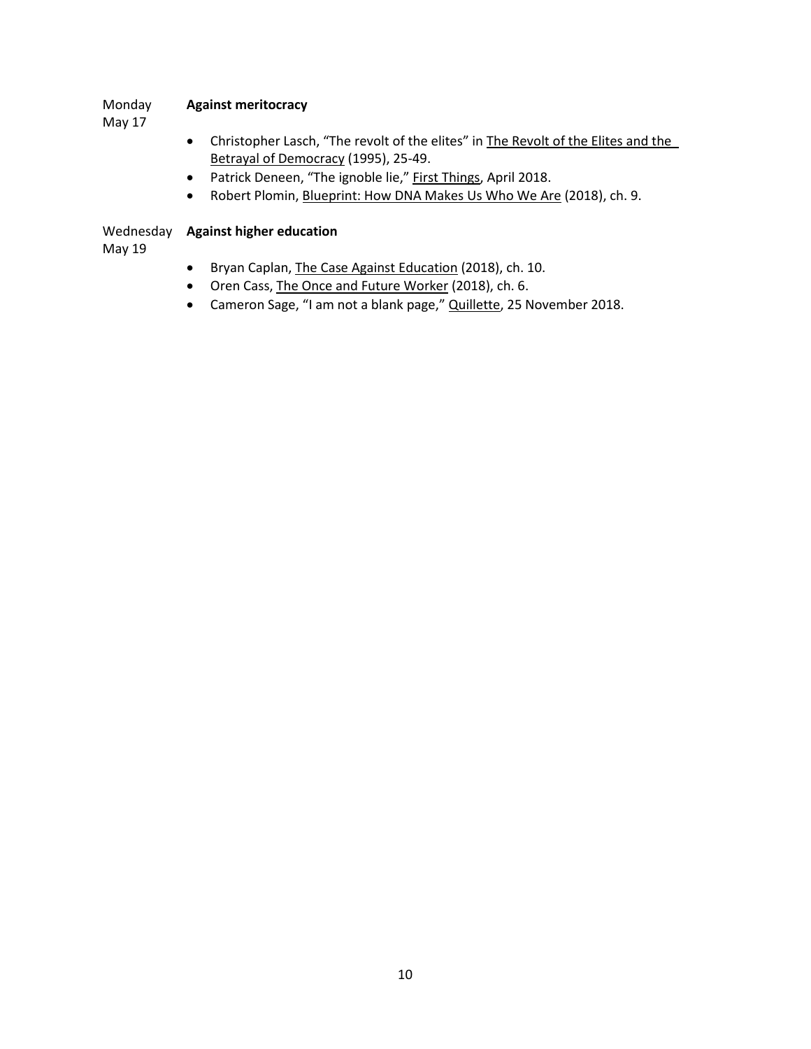Monday May 17 **Against meritocracy**

- Christopher Lasch, "The revolt of the elites" in The Revolt of the Elites and the Betrayal of Democracy (1995), 25-49.
- Patrick Deneen, "The ignoble lie," First Things, April 2018.
- Robert Plomin, Blueprint: How DNA Makes Us Who We Are (2018), ch. 9.

Wednesday May 19 **Against higher education**

- Bryan Caplan, The Case Against Education (2018), ch. 10.
- Oren Cass, The Once and Future Worker (2018), ch. 6.
- Cameron Sage, "I am not a blank page," Quillette, 25 November 2018.